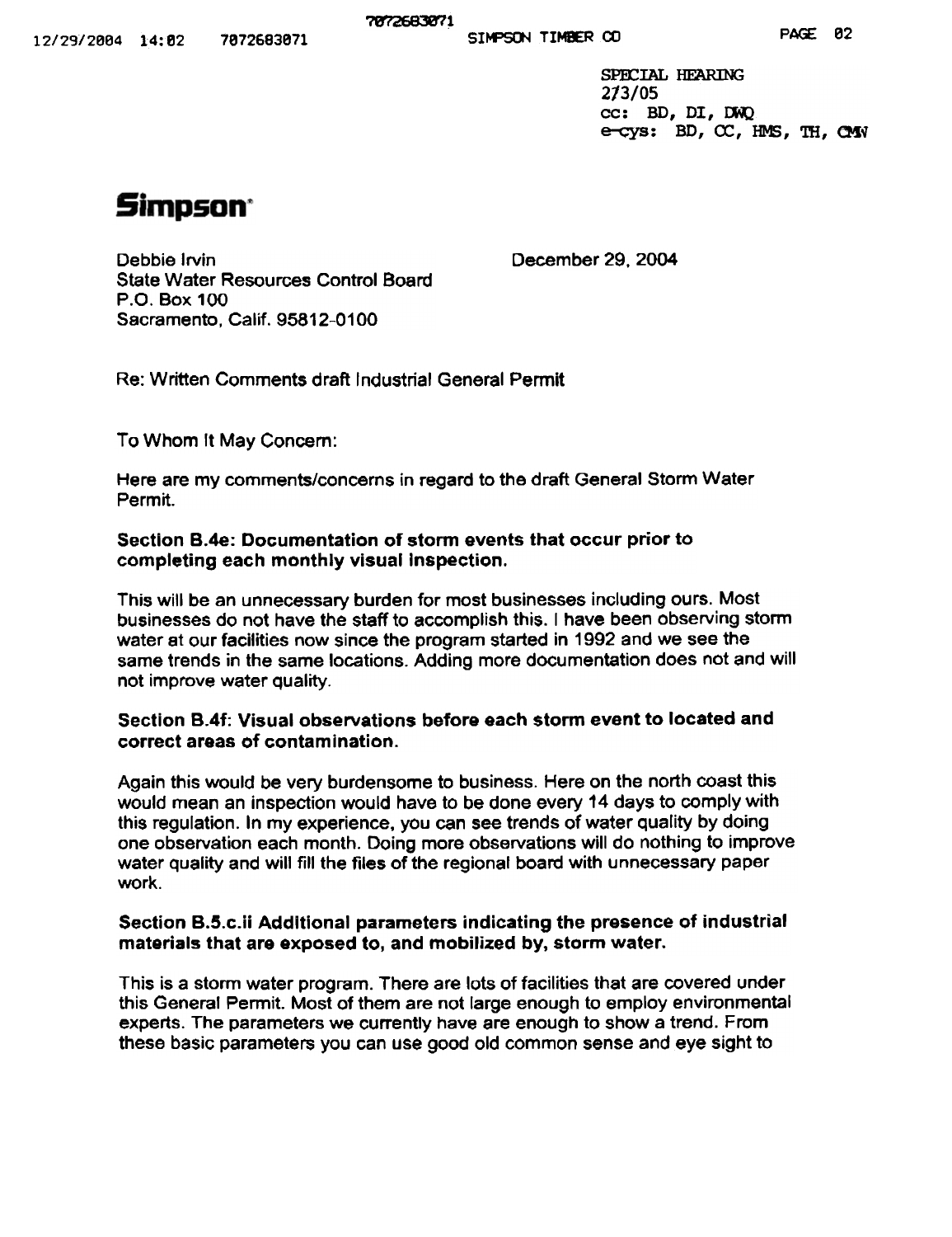SPECIAL HEARING
2/3/05
cc: BD, DI, DWQ
e-cys: BD, CC, HMS, TH, CMW

# Simpson

Debbie Irvin
State Water Resources Control Board
P.O. Box 100
Sacramento, Calif. 95812-0100

December 29, 2004

Re: Written Comments draft Industrial General Permit

To Whom It May Concern:

Here are my comments/concerns in regard to the draft General Storm Water Permit.

**Section B.4e: Documentation of storm events that occur prior to completing each monthly visual inspection.**

This will be an unnecessary burden for most businesses including ours. Most businesses do not have the staff to accomplish this. I have been observing storm water at our facilities now since the program started in 1992 and we see the same trends in the same locations. Adding more documentation does not and will not improve water quality.

**Section B.4f: Visual observations before each storm event to located and correct areas of contamination.**

Again this would be very burdensome to business. Here on the north coast this would mean an inspection would have to be done every 14 days to comply with this regulation. In my experience, you can see trends of water quality by doing one observation each month. Doing more observations will do nothing to improve water quality and will fill the files of the regional board with unnecessary paper work.

**Section B.5.c.ii Additional parameters indicating the presence of industrial materials that are exposed to, and mobilized by, storm water.**

This is a storm water program. There are lots of facilities that are covered under this General Permit. Most of them are not large enough to employ environmental experts. The parameters we currently have are enough to show a trend. From these basic parameters you can use good old common sense and eye sight to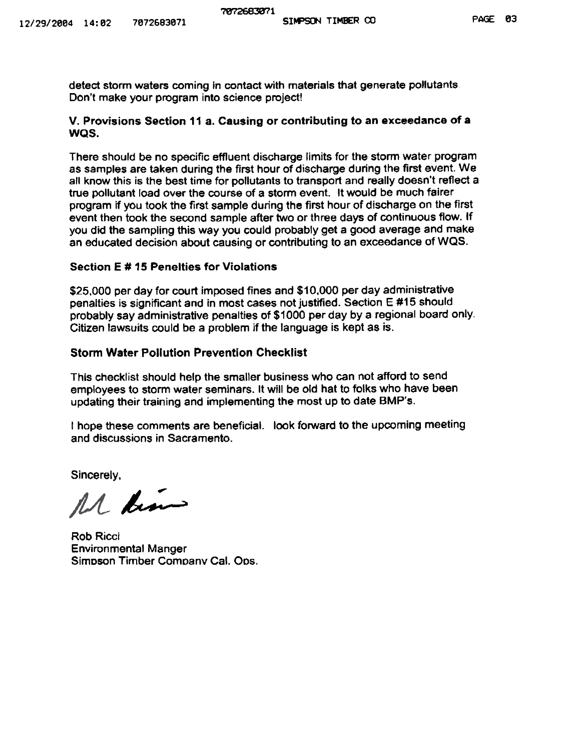detect storm waters coming in contact with materials that generate pollutants. Don't make your program into science project!

### V. Provisions Section 11 a. Causing or contributing to an exceedance of a WQS.

There should be no specific effluent discharge limits for the storm water program as samples are taken during the first hour of discharge during the first event. We all know this is the best time for pollutants to transport and really doesn't reflect a true pollutant load over the course of a storm event. It would be much fairer program if you took the first sample during the first hour of discharge on the first event then took the second sample after two or three days of continuous flow. If you did the sampling this way you could probably get a good average and make an educated decision about causing or contributing to an exceedance of WQS.

### Section E # 15 Penelties for Violations

$25,000 per day for court imposed fines and $10,000 per day administrative penalties is significant and in most cases not justified. Section E #15 should probably say administrative penalties of $1000 per day by a regional board only. Citizen lawsuits could be a problem if the language is kept as is.

### Storm Water Pollution Prevention Checklist

This checklist should help the smaller business who can not afford to send employees to storm water seminars. It will be old hat to folks who have been updating their training and implementing the most up to date BMP's.

I hope these comments are beneficial. look forward to the upcoming meeting and discussions in Sacramento.

Sincerely,

Rob Ricci
Environmental Manger
Simpson Timber Company Cal. Ops.